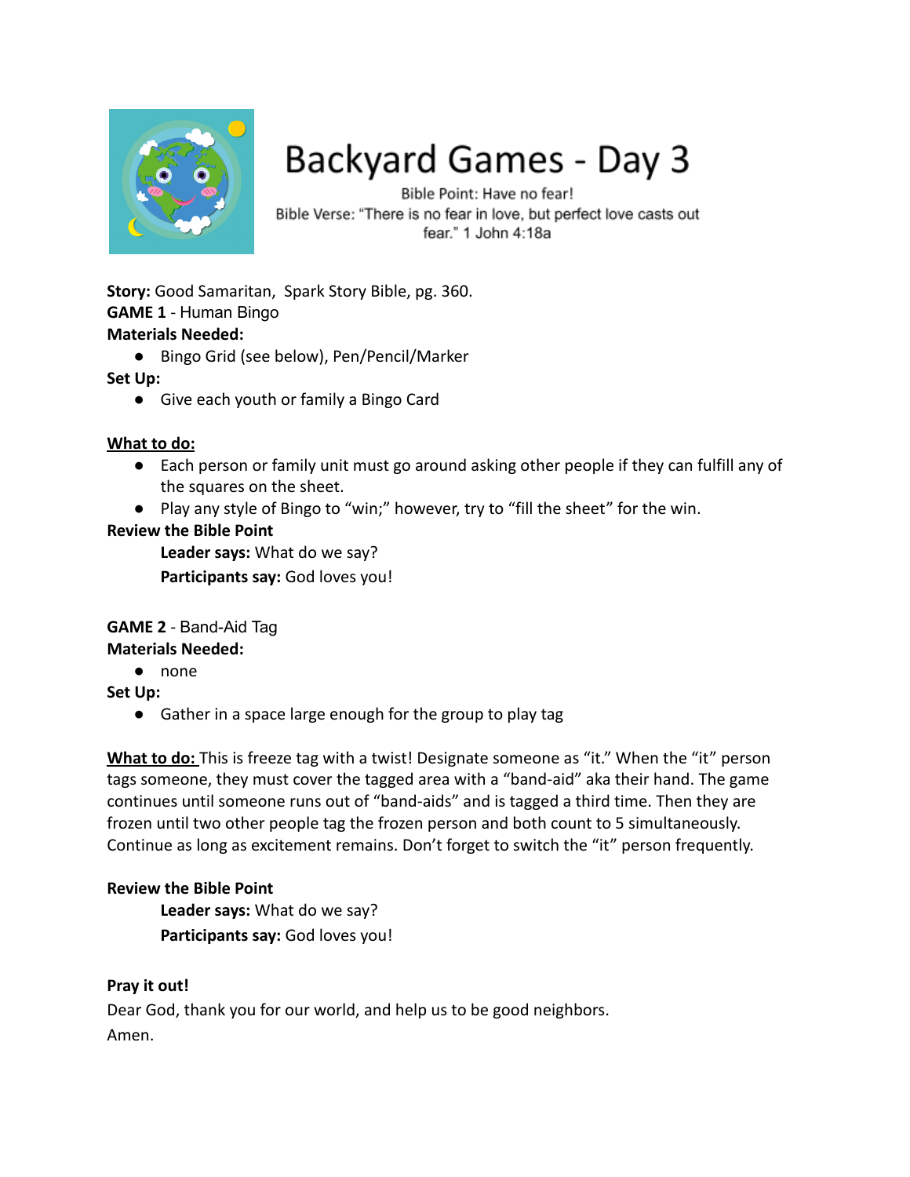# Backyard Games - Day 3

Bible Point: Have no fear!

Bible Verse: "There is no fear in love, but perfect love casts out fear." 1 John 4:18a

**Story:** Good Samaritan, Spark Story Bible, pg. 360.

**GAME 1** - Human Bingo

**Materials Needed:**

- Bingo Grid (see below), Pen/Pencil/Marker

**Set Up:**

- Give each youth or family a Bingo Card

**What to do:**

- Each person or family unit must go around asking other people if they can fulfill any of the squares on the sheet.
- Play any style of Bingo to "win;" however, try to "fill the sheet" for the win.

**Review the Bible Point**

**Leader says:** What do we say?

**Participants say:** God loves you!

**GAME 2** - Band-Aid Tag

**Materials Needed:**

- none

**Set Up:**

- Gather in a space large enough for the group to play tag

**What to do:** This is freeze tag with a twist! Designate someone as "it." When the "it" person tags someone, they must cover the tagged area with a "band-aid" aka their hand. The game continues until someone runs out of "band-aids" and is tagged a third time. Then they are frozen until two other people tag the frozen person and both count to 5 simultaneously. Continue as long as excitement remains. Don't forget to switch the "it" person frequently.

**Review the Bible Point**

**Leader says:** What do we say?

**Participants say:** God loves you!

**Pray it out!**

Dear God, thank you for our world, and help us to be good neighbors.

Amen.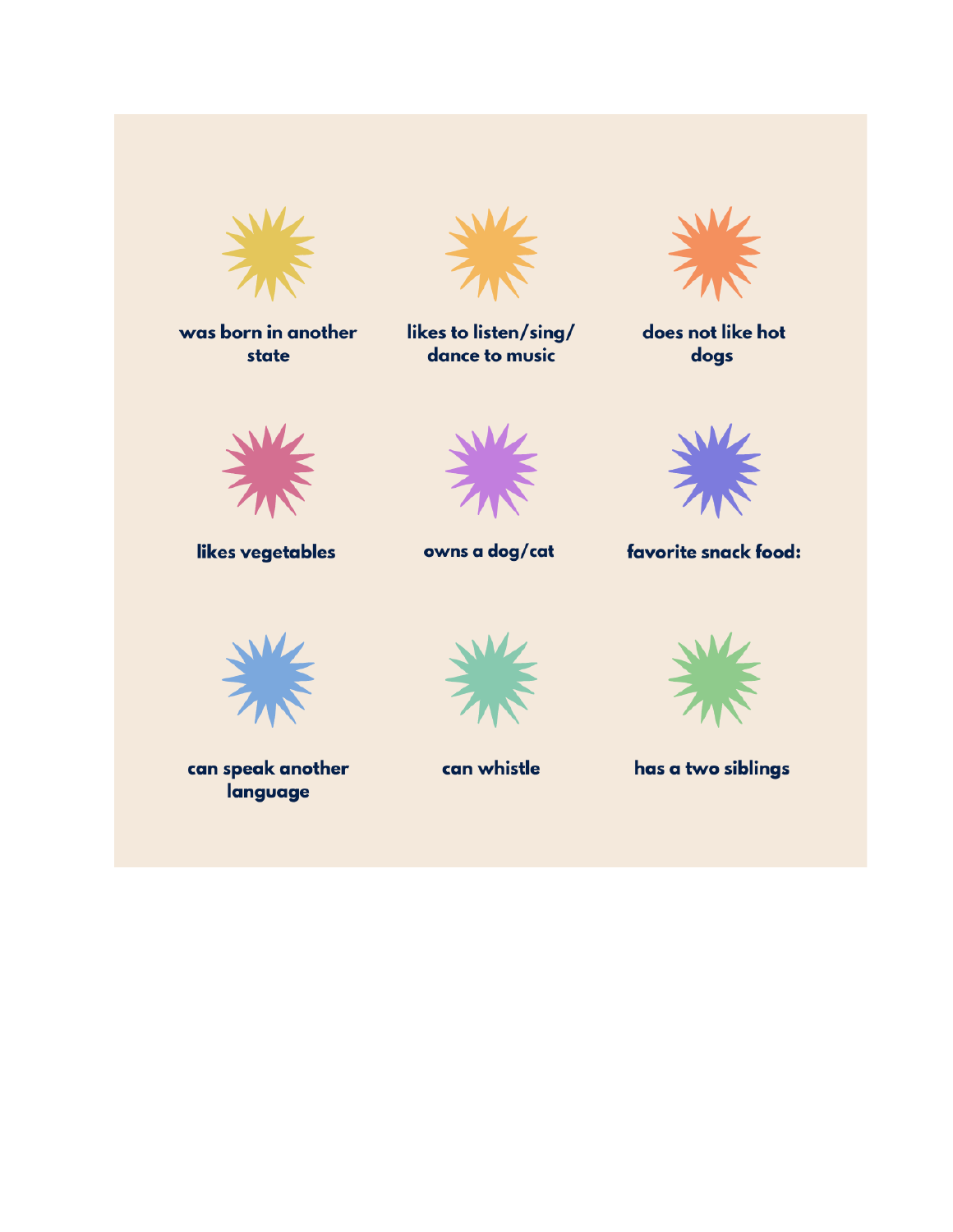was born in another state

likes to listen/sing/ dance to music

does not like hot dogs

likes vegetables

owns a dog/cat

favorite snack food:

can speak another language

can whistle

has a two siblings